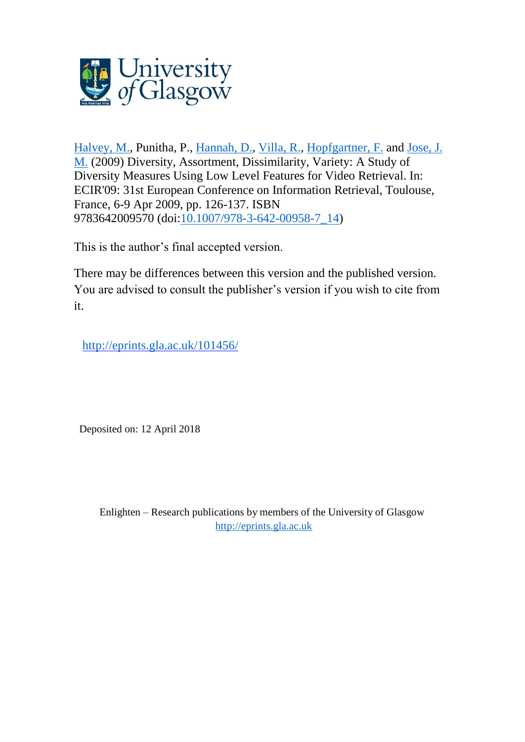Halvey, M., Punitha, P., Hannah, D., Villa, R., Hopfgartner, F. and Jose, J. M. (2009) Diversity, Assortment, Dissimilarity, Variety: A Study of Diversity Measures Using Low Level Features for Video Retrieval. In: ECIR'09: 31st European Conference on Information Retrieval, Toulouse, France, 6-9 Apr 2009, pp. 126-137. ISBN 9783642009570 (doi:10.1007/978-3-642-00958-7_14)

This is the author's final accepted version.

There may be differences between this version and the published version. You are advised to consult the publisher's version if you wish to cite from it.

http://eprints.gla.ac.uk/101456/

Deposited on: 12 April 2018

Enlighten – Research publications by members of the University of Glasgow
http://eprints.gla.ac.uk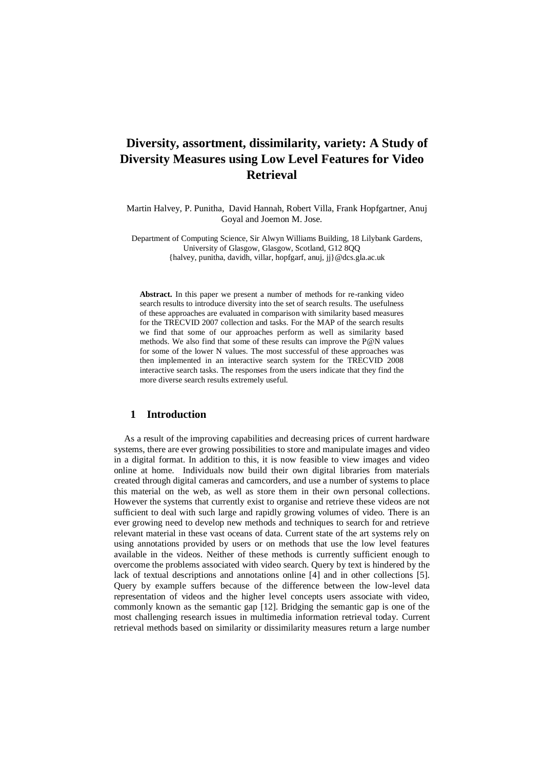# Diversity, assortment, dissimilarity, variety: A Study of Diversity Measures using Low Level Features for Video Retrieval

Martin Halvey, P. Punitha, David Hannah, Robert Villa, Frank Hopfgartner, Anuj Goyal and Joemon M. Jose.

Department of Computing Science, Sir Alwyn Williams Building, 18 Lilybank Gardens, University of Glasgow, Glasgow, Scotland, G12 8QQ
{halvey, punitha, davidh, villar, hopfgarf, anuj, jj}@dcs.gla.ac.uk

**Abstract.** In this paper we present a number of methods for re-ranking video search results to introduce diversity into the set of search results. The usefulness of these approaches are evaluated in comparison with similarity based measures for the TRECVID 2007 collection and tasks. For the MAP of the search results we find that some of our approaches perform as well as similarity based methods. We also find that some of these results can improve the P@N values for some of the lower N values. The most successful of these approaches was then implemented in an interactive search system for the TRECVID 2008 interactive search tasks. The responses from the users indicate that they find the more diverse search results extremely useful.

## 1 Introduction

As a result of the improving capabilities and decreasing prices of current hardware systems, there are ever growing possibilities to store and manipulate images and video in a digital format. In addition to this, it is now feasible to view images and video online at home. Individuals now build their own digital libraries from materials created through digital cameras and camcorders, and use a number of systems to place this material on the web, as well as store them in their own personal collections. However the systems that currently exist to organise and retrieve these videos are not sufficient to deal with such large and rapidly growing volumes of video. There is an ever growing need to develop new methods and techniques to search for and retrieve relevant material in these vast oceans of data. Current state of the art systems rely on using annotations provided by users or on methods that use the low level features available in the videos. Neither of these methods is currently sufficient enough to overcome the problems associated with video search. Query by text is hindered by the lack of textual descriptions and annotations online [4] and in other collections [5]. Query by example suffers because of the difference between the low-level data representation of videos and the higher level concepts users associate with video, commonly known as the semantic gap [12]. Bridging the semantic gap is one of the most challenging research issues in multimedia information retrieval today. Current retrieval methods based on similarity or dissimilarity measures return a large number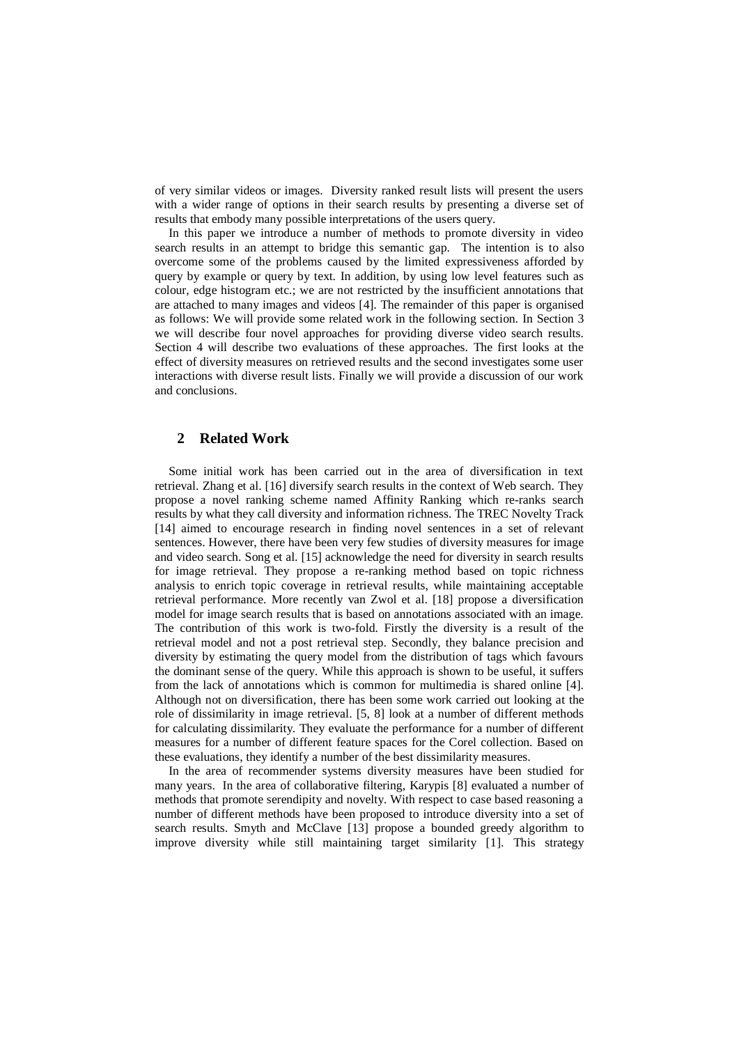of very similar videos or images. Diversity ranked result lists will present the users with a wider range of options in their search results by presenting a diverse set of results that embody many possible interpretations of the users query.

In this paper we introduce a number of methods to promote diversity in video search results in an attempt to bridge this semantic gap. The intention is to also overcome some of the problems caused by the limited expressiveness afforded by query by example or query by text. In addition, by using low level features such as colour, edge histogram etc.; we are not restricted by the insufficient annotations that are attached to many images and videos [4]. The remainder of this paper is organised as follows: We will provide some related work in the following section. In Section 3 we will describe four novel approaches for providing diverse video search results. Section 4 will describe two evaluations of these approaches. The first looks at the effect of diversity measures on retrieved results and the second investigates some user interactions with diverse result lists. Finally we will provide a discussion of our work and conclusions.

## 2 Related Work

Some initial work has been carried out in the area of diversification in text retrieval. Zhang et al. [16] diversify search results in the context of Web search. They propose a novel ranking scheme named Affinity Ranking which re-ranks search results by what they call diversity and information richness. The TREC Novelty Track [14] aimed to encourage research in finding novel sentences in a set of relevant sentences. However, there have been very few studies of diversity measures for image and video search. Song et al. [15] acknowledge the need for diversity in search results for image retrieval. They propose a re-ranking method based on topic richness analysis to enrich topic coverage in retrieval results, while maintaining acceptable retrieval performance. More recently van Zwol et al. [18] propose a diversification model for image search results that is based on annotations associated with an image. The contribution of this work is two-fold. Firstly the diversity is a result of the retrieval model and not a post retrieval step. Secondly, they balance precision and diversity by estimating the query model from the distribution of tags which favours the dominant sense of the query. While this approach is shown to be useful, it suffers from the lack of annotations which is common for multimedia is shared online [4]. Although not on diversification, there has been some work carried out looking at the role of dissimilarity in image retrieval. [5, 8] look at a number of different methods for calculating dissimilarity. They evaluate the performance for a number of different measures for a number of different feature spaces for the Corel collection. Based on these evaluations, they identify a number of the best dissimilarity measures.

In the area of recommender systems diversity measures have been studied for many years. In the area of collaborative filtering, Karypis [8] evaluated a number of methods that promote serendipity and novelty. With respect to case based reasoning a number of different methods have been proposed to introduce diversity into a set of search results. Smyth and McClave [13] propose a bounded greedy algorithm to improve diversity while still maintaining target similarity [1]. This strategy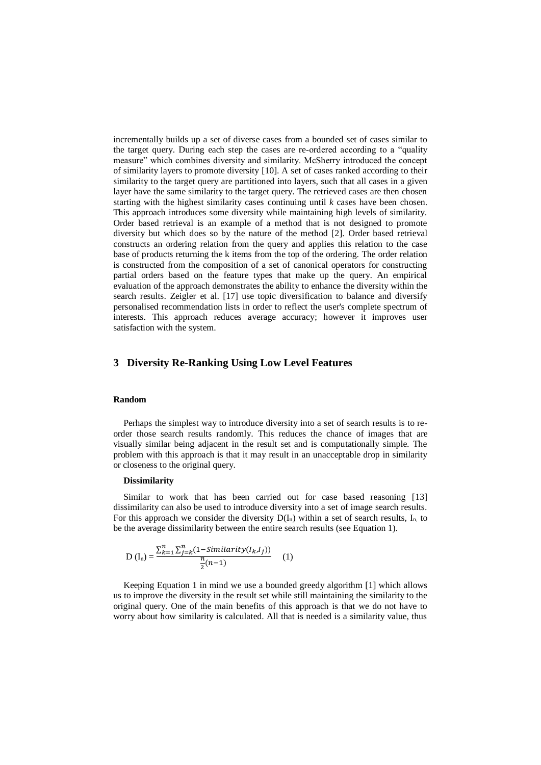incrementally builds up a set of diverse cases from a bounded set of cases similar to the target query. During each step the cases are re-ordered according to a "quality measure" which combines diversity and similarity. McSherry introduced the concept of similarity layers to promote diversity [10]. A set of cases ranked according to their similarity to the target query are partitioned into layers, such that all cases in a given layer have the same similarity to the target query. The retrieved cases are then chosen starting with the highest similarity cases continuing until *k* cases have been chosen. This approach introduces some diversity while maintaining high levels of similarity. Order based retrieval is an example of a method that is not designed to promote diversity but which does so by the nature of the method [2]. Order based retrieval constructs an ordering relation from the query and applies this relation to the case base of products returning the k items from the top of the ordering. The order relation is constructed from the composition of a set of canonical operators for constructing partial orders based on the feature types that make up the query. An empirical evaluation of the approach demonstrates the ability to enhance the diversity within the search results. Zeigler et al. [17] use topic diversification to balance and diversify personalised recommendation lists in order to reflect the user's complete spectrum of interests. This approach reduces average accuracy; however it improves user satisfaction with the system.

## 3 Diversity Re-Ranking Using Low Level Features

**Random**

Perhaps the simplest way to introduce diversity into a set of search results is to re-order those search results randomly. This reduces the chance of images that are visually similar being adjacent in the result set and is computationally simple. The problem with this approach is that it may result in an unacceptable drop in similarity or closeness to the original query.

**Dissimilarity**

Similar to work that has been carried out for case based reasoning [13] dissimilarity can also be used to introduce diversity into a set of image search results. For this approach we consider the diversity $D(I_n)$ within a set of search results, $I_n$, to be the average dissimilarity between the entire search results (see Equation 1).

$$D(I_n) = \frac{\sum_{k=1}^{n} \sum_{j=k}^{n} (1 - Similarity(I_k, I_j))}{\frac{n}{2}(n-1)} \quad (1)$$

Keeping Equation 1 in mind we use a bounded greedy algorithm [1] which allows us to improve the diversity in the result set while still maintaining the similarity to the original query. One of the main benefits of this approach is that we do not have to worry about how similarity is calculated. All that is needed is a similarity value, thus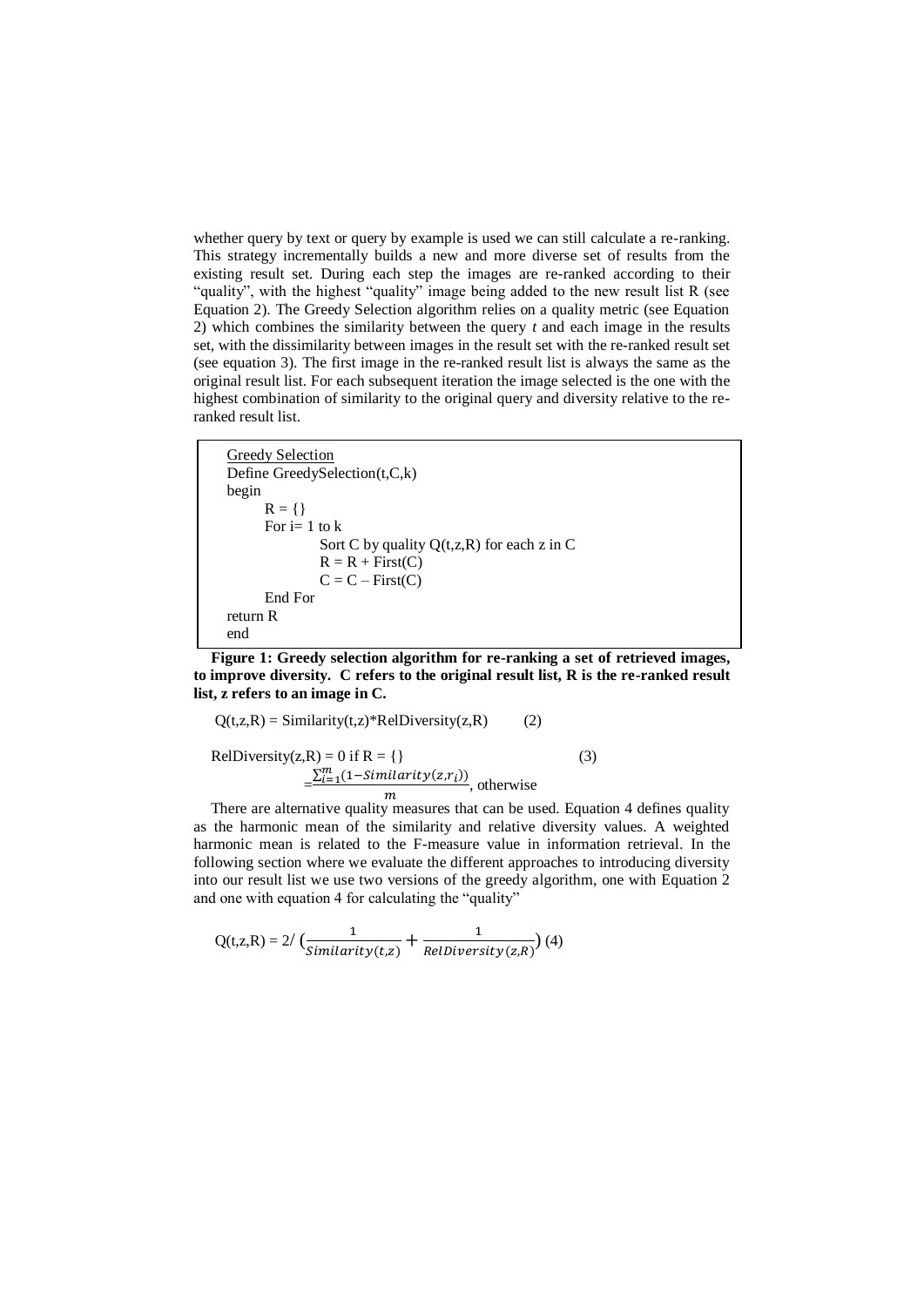whether query by text or query by example is used we can still calculate a re-ranking. This strategy incrementally builds a new and more diverse set of results from the existing result set. During each step the images are re-ranked according to their "quality", with the highest "quality" image being added to the new result list R (see Equation 2). The Greedy Selection algorithm relies on a quality metric (see Equation 2) which combines the similarity between the query *t* and each image in the results set, with the dissimilarity between images in the result set with the re-ranked result set (see equation 3). The first image in the re-ranked result list is always the same as the original result list. For each subsequent iteration the image selected is the one with the highest combination of similarity to the original query and diversity relative to the re-ranked result list.

```
Greedy Selection
Define GreedySelection(t,C,k)
begin
    R = {}
    For i= 1 to k
        Sort C by quality Q(t,z,R) for each z in C
        R = R + First(C)
        C = C – First(C)
    End For
return R
end
```

**Figure 1: Greedy selection algorithm for re-ranking a set of retrieved images, to improve diversity. C refers to the original result list, R is the re-ranked result list, z refers to an image in C.**

$$Q(t,z,R) = Similarity(t,z)*RelDiversity(z,R) \qquad (2)$$

$$RelDiversity(z,R) = 0 \text{ if } R = \{\} \qquad (3)$$
$$= \frac{\sum_{i=1}^{m}(1-Similarity(z,r_i))}{m}, \text{ otherwise}$$

There are alternative quality measures that can be used. Equation 4 defines quality as the harmonic mean of the similarity and relative diversity values. A weighted harmonic mean is related to the F-measure value in information retrieval. In the following section where we evaluate the different approaches to introducing diversity into our result list we use two versions of the greedy algorithm, one with Equation 2 and one with equation 4 for calculating the "quality"

$$Q(t,z,R) = 2/\left(\frac{1}{Similarity(t,z)} + \frac{1}{RelDiversity(z,R)}\right) \quad (4)$$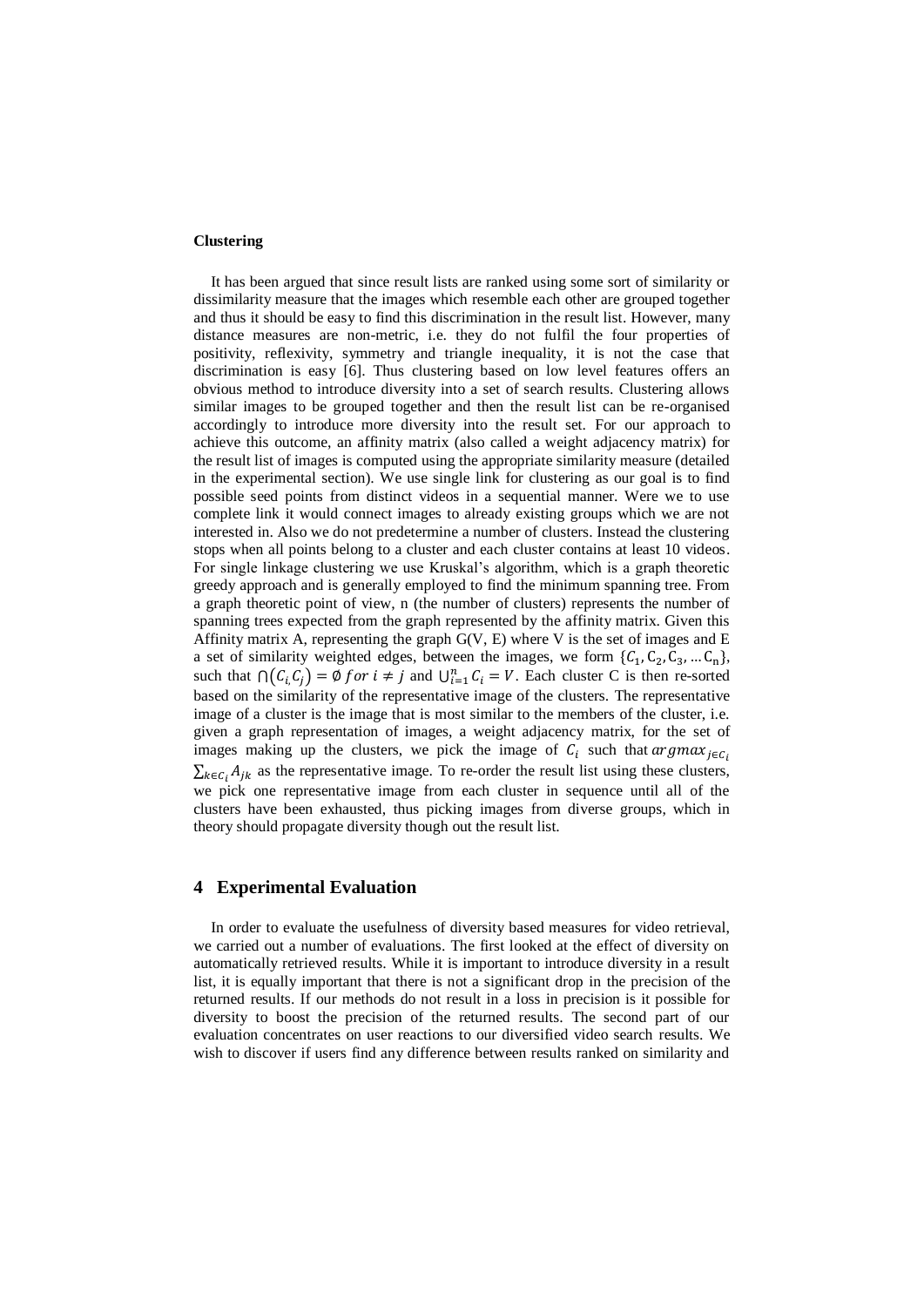**Clustering**

It has been argued that since result lists are ranked using some sort of similarity or dissimilarity measure that the images which resemble each other are grouped together and thus it should be easy to find this discrimination in the result list. However, many distance measures are non-metric, i.e. they do not fulfil the four properties of positivity, reflexivity, symmetry and triangle inequality, it is not the case that discrimination is easy [6]. Thus clustering based on low level features offers an obvious method to introduce diversity into a set of search results. Clustering allows similar images to be grouped together and then the result list can be re-organised accordingly to introduce more diversity into the result set. For our approach to achieve this outcome, an affinity matrix (also called a weight adjacency matrix) for the result list of images is computed using the appropriate similarity measure (detailed in the experimental section). We use single link for clustering as our goal is to find possible seed points from distinct videos in a sequential manner. Were we to use complete link it would connect images to already existing groups which we are not interested in. Also we do not predetermine a number of clusters. Instead the clustering stops when all points belong to a cluster and each cluster contains at least 10 videos. For single linkage clustering we use Kruskal's algorithm, which is a graph theoretic greedy approach and is generally employed to find the minimum spanning tree. From a graph theoretic point of view, n (the number of clusters) represents the number of spanning trees expected from the graph represented by the affinity matrix. Given this Affinity matrix A, representing the graph G(V, E) where V is the set of images and E a set of similarity weighted edges, between the images, we form $\{C_1, C_2, C_3, \ldots C_n\}$, such that $\bigcap(C_i, C_j) = \emptyset \; for \; i \neq j$ and $\bigcup_{i=1}^{n} C_i = V$. Each cluster C is then re-sorted based on the similarity of the representative image of the clusters. The representative image of a cluster is the image that is most similar to the members of the cluster, i.e. given a graph representation of images, a weight adjacency matrix, for the set of images making up the clusters, we pick the image of $C_i$ such that $argmax_{j \in C_i} \sum_{k \in C_i} A_{jk}$ as the representative image. To re-order the result list using these clusters, we pick one representative image from each cluster in sequence until all of the clusters have been exhausted, thus picking images from diverse groups, which in theory should propagate diversity though out the result list.

## 4 Experimental Evaluation

In order to evaluate the usefulness of diversity based measures for video retrieval, we carried out a number of evaluations. The first looked at the effect of diversity on automatically retrieved results. While it is important to introduce diversity in a result list, it is equally important that there is not a significant drop in the precision of the returned results. If our methods do not result in a loss in precision is it possible for diversity to boost the precision of the returned results. The second part of our evaluation concentrates on user reactions to our diversified video search results. We wish to discover if users find any difference between results ranked on similarity and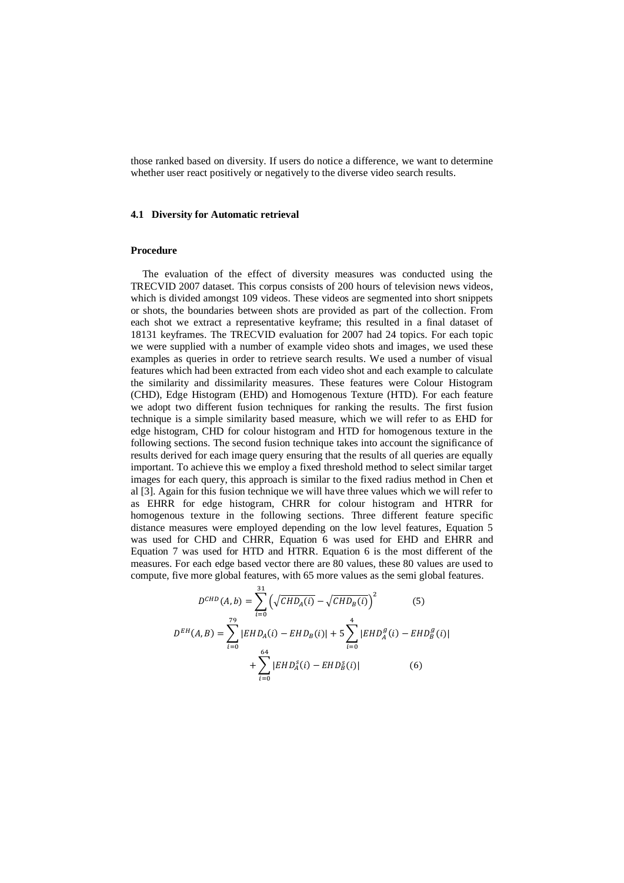those ranked based on diversity. If users do notice a difference, we want to determine whether user react positively or negatively to the diverse video search results.

### 4.1 Diversity for Automatic retrieval

**Procedure**

The evaluation of the effect of diversity measures was conducted using the TRECVID 2007 dataset. This corpus consists of 200 hours of television news videos, which is divided amongst 109 videos. These videos are segmented into short snippets or shots, the boundaries between shots are provided as part of the collection. From each shot we extract a representative keyframe; this resulted in a final dataset of 18131 keyframes. The TRECVID evaluation for 2007 had 24 topics. For each topic we were supplied with a number of example video shots and images, we used these examples as queries in order to retrieve search results. We used a number of visual features which had been extracted from each video shot and each example to calculate the similarity and dissimilarity measures. These features were Colour Histogram (CHD), Edge Histogram (EHD) and Homogenous Texture (HTD). For each feature we adopt two different fusion techniques for ranking the results. The first fusion technique is a simple similarity based measure, which we will refer to as EHD for edge histogram, CHD for colour histogram and HTD for homogenous texture in the following sections. The second fusion technique takes into account the significance of results derived for each image query ensuring that the results of all queries are equally important. To achieve this we employ a fixed threshold method to select similar target images for each query, this approach is similar to the fixed radius method in Chen et al [3]. Again for this fusion technique we will have three values which we will refer to as EHRR for edge histogram, CHRR for colour histogram and HTRR for homogenous texture in the following sections. Three different feature specific distance measures were employed depending on the low level features, Equation 5 was used for CHD and CHRR, Equation 6 was used for EHD and EHRR and Equation 7 was used for HTD and HTRR. Equation 6 is the most different of the measures. For each edge based vector there are 80 values, these 80 values are used to compute, five more global features, with 65 more values as the semi global features.

$$D^{CHD}(A,b) = \sum_{i=0}^{31} \left( \sqrt{CHD_A(i)} - \sqrt{CHD_B(i)} \right)^2 \tag{5}$$

$$D^{EH}(A,B) = \sum_{i=0}^{79} |EHD_A(i) - EHD_B(i)| + 5 \sum_{i=0}^{4} |EHD_A^g(i) - EHD_B^g(i)| + \sum_{i=0}^{64} |EHD_A^s(i) - EHD_B^s(i)| \tag{6}$$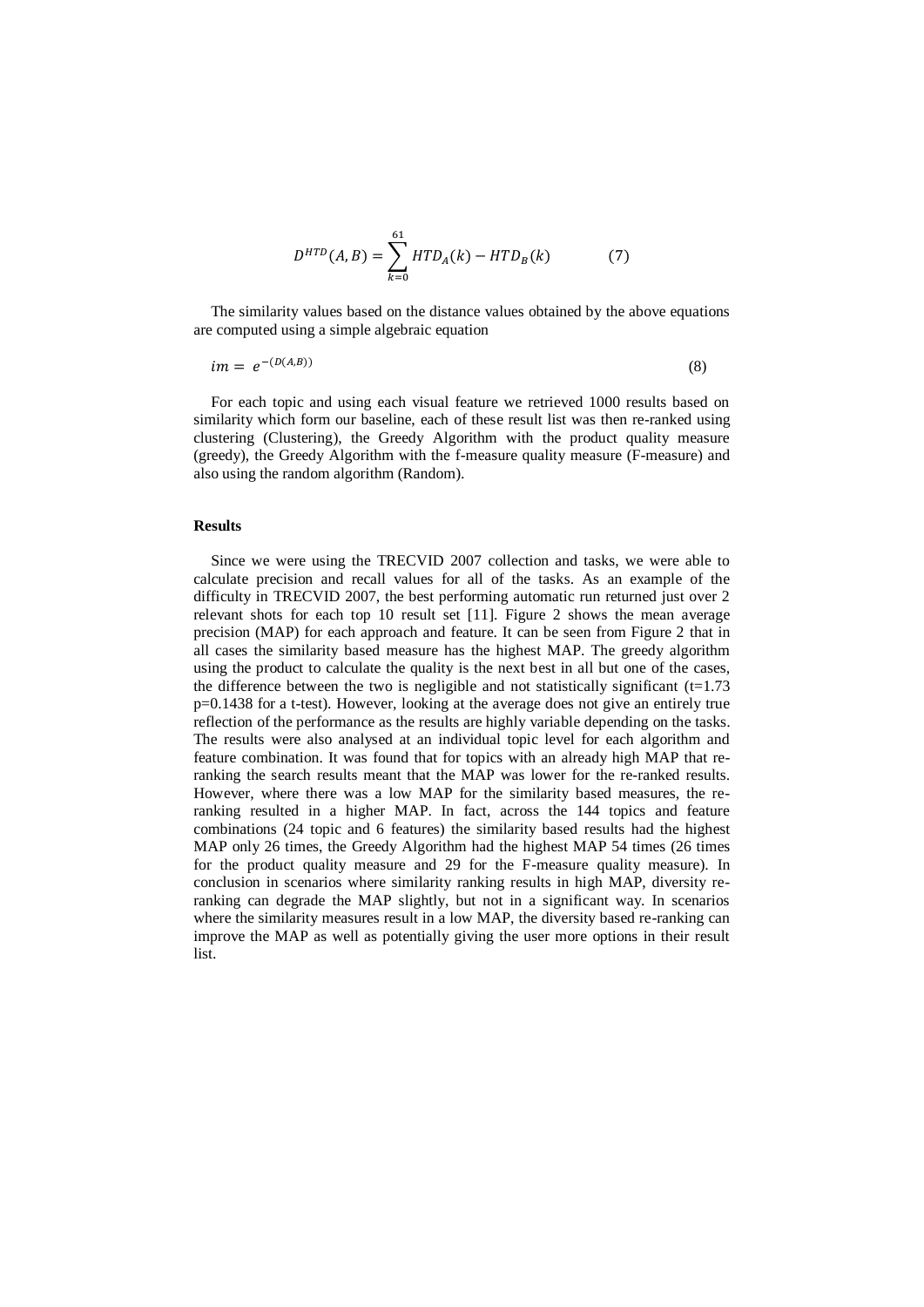$$D^{HTD}(A,B) = \sum_{k=0}^{61} HTD_A(k) - HTD_B(k) \qquad (7)$$

The similarity values based on the distance values obtained by the above equations are computed using a simple algebraic equation

$$im = e^{-(D(A,B))} \qquad (8)$$

For each topic and using each visual feature we retrieved 1000 results based on similarity which form our baseline, each of these result list was then re-ranked using clustering (Clustering), the Greedy Algorithm with the product quality measure (greedy), the Greedy Algorithm with the f-measure quality measure (F-measure) and also using the random algorithm (Random).

**Results**

Since we were using the TRECVID 2007 collection and tasks, we were able to calculate precision and recall values for all of the tasks. As an example of the difficulty in TRECVID 2007, the best performing automatic run returned just over 2 relevant shots for each top 10 result set [11]. Figure 2 shows the mean average precision (MAP) for each approach and feature. It can be seen from Figure 2 that in all cases the similarity based measure has the highest MAP. The greedy algorithm using the product to calculate the quality is the next best in all but one of the cases, the difference between the two is negligible and not statistically significant ($t=1.73$ $p=0.1438$ for a t-test). However, looking at the average does not give an entirely true reflection of the performance as the results are highly variable depending on the tasks. The results were also analysed at an individual topic level for each algorithm and feature combination. It was found that for topics with an already high MAP that re-ranking the search results meant that the MAP was lower for the re-ranked results. However, where there was a low MAP for the similarity based measures, the re-ranking resulted in a higher MAP. In fact, across the 144 topics and feature combinations (24 topic and 6 features) the similarity based results had the highest MAP only 26 times, the Greedy Algorithm had the highest MAP 54 times (26 times for the product quality measure and 29 for the F-measure quality measure). In conclusion in scenarios where similarity ranking results in high MAP, diversity re-ranking can degrade the MAP slightly, but not in a significant way. In scenarios where the similarity measures result in a low MAP, the diversity based re-ranking can improve the MAP as well as potentially giving the user more options in their result list.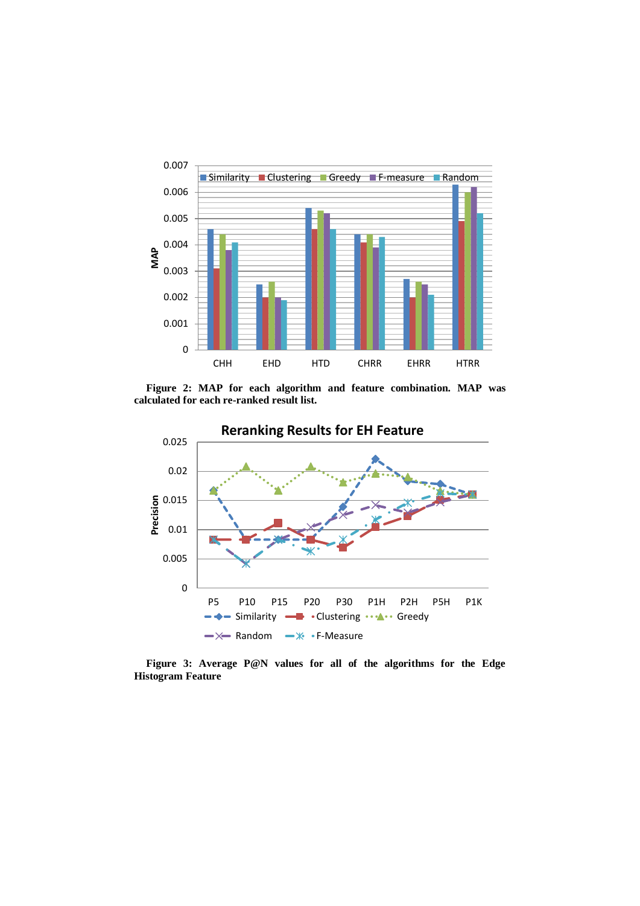**Figure 2: MAP for each algorithm and feature combination. MAP was calculated for each re-ranked result list.**

**Figure 3: Average P@N values for all of the algorithms for the Edge Histogram Feature**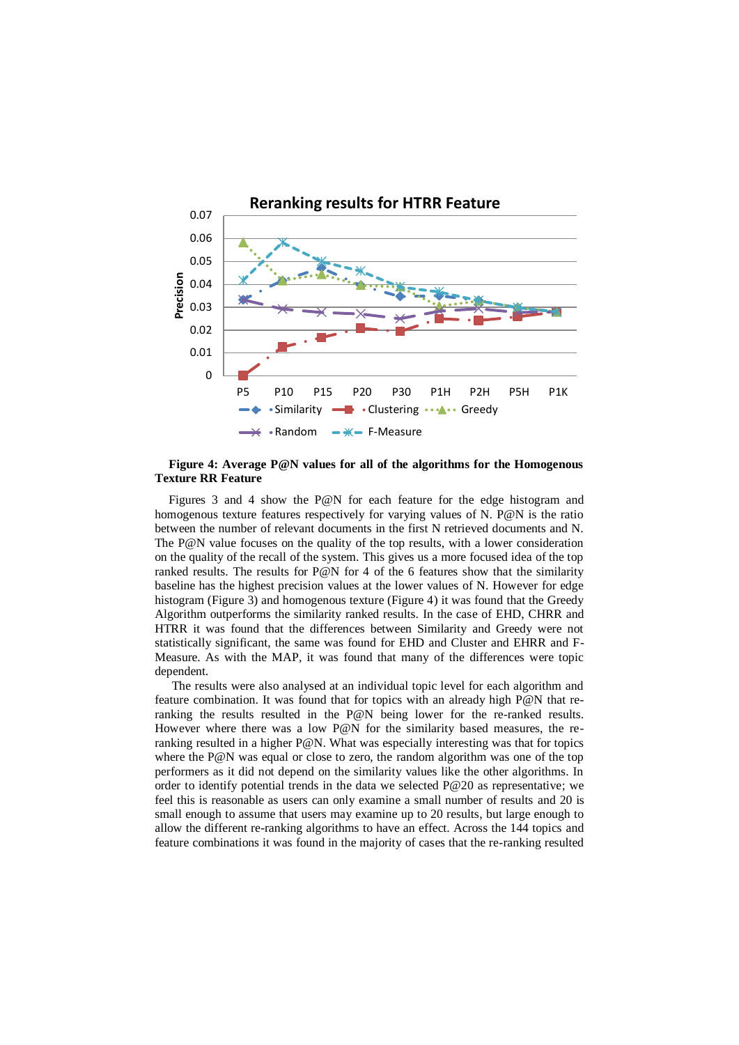**Figure 4: Average P@N values for all of the algorithms for the Homogenous Texture RR Feature**

Figures 3 and 4 show the P@N for each feature for the edge histogram and homogenous texture features respectively for varying values of N. P@N is the ratio between the number of relevant documents in the first N retrieved documents and N. The P@N value focuses on the quality of the top results, with a lower consideration on the quality of the recall of the system. This gives us a more focused idea of the top ranked results. The results for P@N for 4 of the 6 features show that the similarity baseline has the highest precision values at the lower values of N. However for edge histogram (Figure 3) and homogenous texture (Figure 4) it was found that the Greedy Algorithm outperforms the similarity ranked results. In the case of EHD, CHRR and HTRR it was found that the differences between Similarity and Greedy were not statistically significant, the same was found for EHD and Cluster and EHRR and F-Measure. As with the MAP, it was found that many of the differences were topic dependent.

The results were also analysed at an individual topic level for each algorithm and feature combination. It was found that for topics with an already high P@N that re-ranking the results resulted in the P@N being lower for the re-ranked results. However where there was a low P@N for the similarity based measures, the re-ranking resulted in a higher P@N. What was especially interesting was that for topics where the P@N was equal or close to zero, the random algorithm was one of the top performers as it did not depend on the similarity values like the other algorithms. In order to identify potential trends in the data we selected P@20 as representative; we feel this is reasonable as users can only examine a small number of results and 20 is small enough to assume that users may examine up to 20 results, but large enough to allow the different re-ranking algorithms to have an effect. Across the 144 topics and feature combinations it was found in the majority of cases that the re-ranking resulted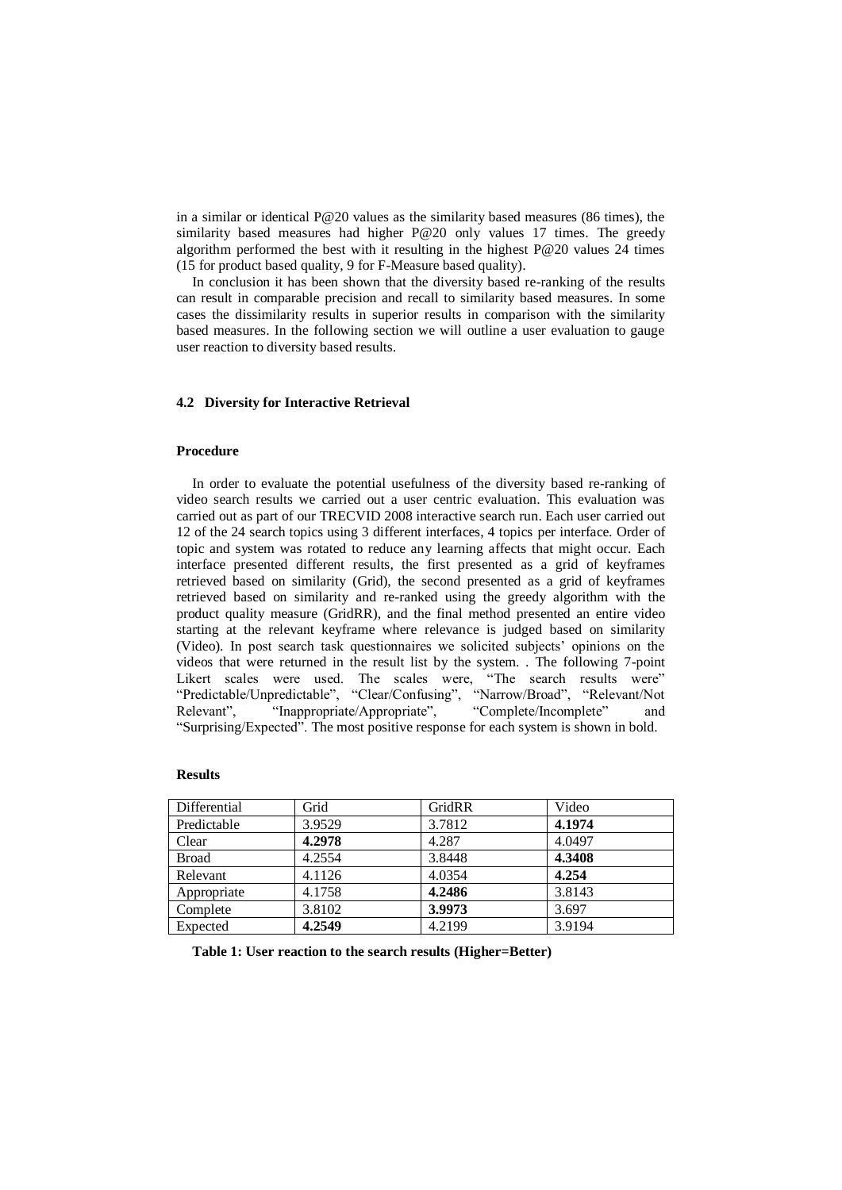in a similar or identical P@20 values as the similarity based measures (86 times), the similarity based measures had higher P@20 only values 17 times. The greedy algorithm performed the best with it resulting in the highest P@20 values 24 times (15 for product based quality, 9 for F-Measure based quality).

In conclusion it has been shown that the diversity based re-ranking of the results can result in comparable precision and recall to similarity based measures. In some cases the dissimilarity results in superior results in comparison with the similarity based measures. In the following section we will outline a user evaluation to gauge user reaction to diversity based results.

### 4.2 Diversity for Interactive Retrieval

#### Procedure

In order to evaluate the potential usefulness of the diversity based re-ranking of video search results we carried out a user centric evaluation. This evaluation was carried out as part of our TRECVID 2008 interactive search run. Each user carried out 12 of the 24 search topics using 3 different interfaces, 4 topics per interface. Order of topic and system was rotated to reduce any learning affects that might occur. Each interface presented different results, the first presented as a grid of keyframes retrieved based on similarity (Grid), the second presented as a grid of keyframes retrieved based on similarity and re-ranked using the greedy algorithm with the product quality measure (GridRR), and the final method presented an entire video starting at the relevant keyframe where relevance is judged based on similarity (Video). In post search task questionnaires we solicited subjects' opinions on the videos that were returned in the result list by the system. . The following 7-point Likert scales were used. The scales were, "The search results were" "Predictable/Unpredictable", "Clear/Confusing", "Narrow/Broad", "Relevant/Not Relevant", "Inappropriate/Appropriate", "Complete/Incomplete" and "Surprising/Expected". The most positive response for each system is shown in bold.

#### Results

| Differential | Grid | GridRR | Video |
|---|---|---|---|
| Predictable | 3.9529 | 3.7812 | **4.1974** |
| Clear | **4.2978** | 4.287 | 4.0497 |
| Broad | 4.2554 | 3.8448 | **4.3408** |
| Relevant | 4.1126 | 4.0354 | **4.254** |
| Appropriate | 4.1758 | **4.2486** | 3.8143 |
| Complete | 3.8102 | **3.9973** | 3.697 |
| Expected | **4.2549** | 4.2199 | 3.9194 |

**Table 1: User reaction to the search results (Higher=Better)**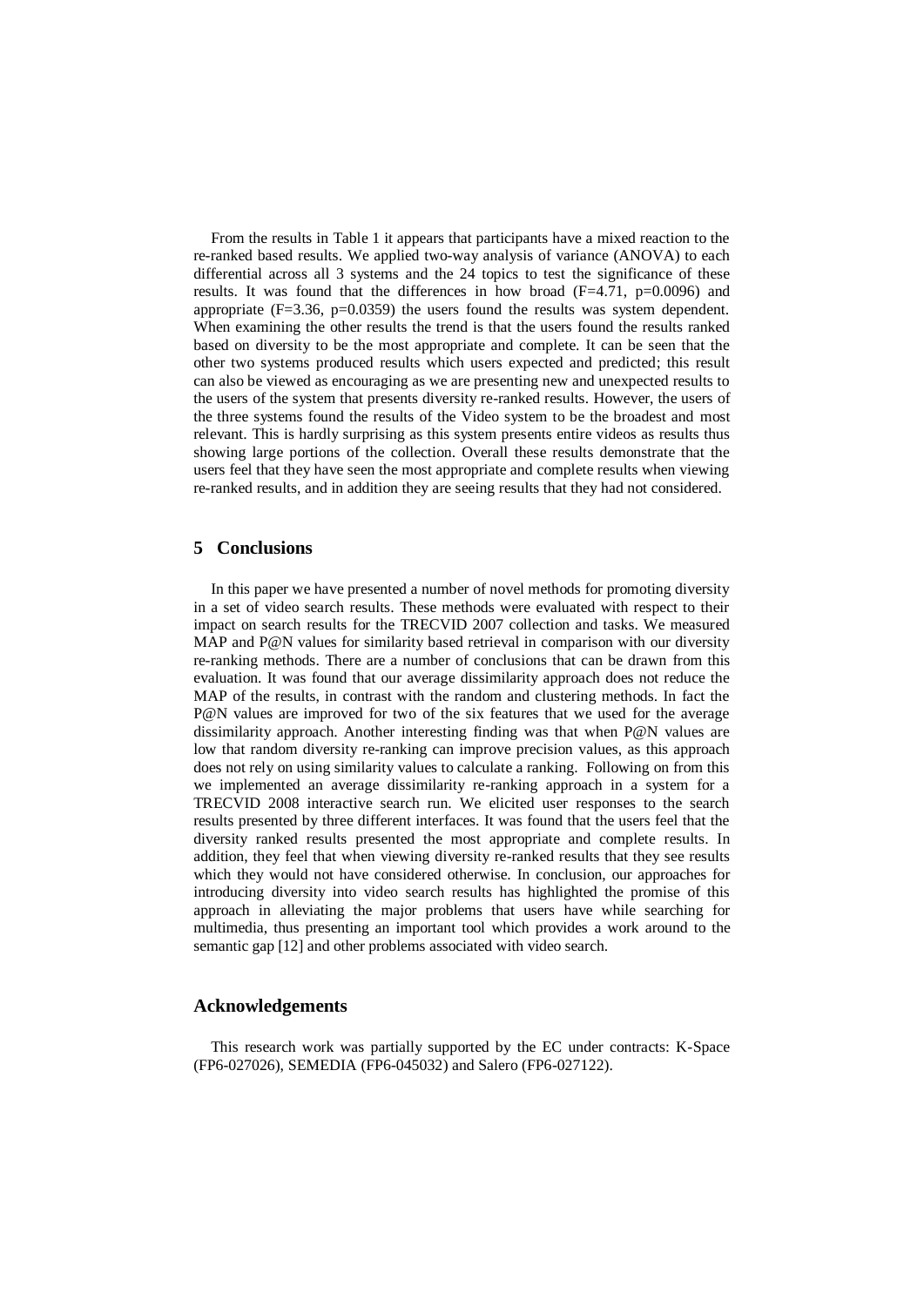From the results in Table 1 it appears that participants have a mixed reaction to the re-ranked based results. We applied two-way analysis of variance (ANOVA) to each differential across all 3 systems and the 24 topics to test the significance of these results. It was found that the differences in how broad ($F=4.71$, $p=0.0096$) and appropriate ($F=3.36$, $p=0.0359$) the users found the results was system dependent. When examining the other results the trend is that the users found the results ranked based on diversity to be the most appropriate and complete. It can be seen that the other two systems produced results which users expected and predicted; this result can also be viewed as encouraging as we are presenting new and unexpected results to the users of the system that presents diversity re-ranked results. However, the users of the three systems found the results of the Video system to be the broadest and most relevant. This is hardly surprising as this system presents entire videos as results thus showing large portions of the collection. Overall these results demonstrate that the users feel that they have seen the most appropriate and complete results when viewing re-ranked results, and in addition they are seeing results that they had not considered.

## 5 Conclusions

In this paper we have presented a number of novel methods for promoting diversity in a set of video search results. These methods were evaluated with respect to their impact on search results for the TRECVID 2007 collection and tasks. We measured MAP and P@N values for similarity based retrieval in comparison with our diversity re-ranking methods. There are a number of conclusions that can be drawn from this evaluation. It was found that our average dissimilarity approach does not reduce the MAP of the results, in contrast with the random and clustering methods. In fact the P@N values are improved for two of the six features that we used for the average dissimilarity approach. Another interesting finding was that when P@N values are low that random diversity re-ranking can improve precision values, as this approach does not rely on using similarity values to calculate a ranking. Following on from this we implemented an average dissimilarity re-ranking approach in a system for a TRECVID 2008 interactive search run. We elicited user responses to the search results presented by three different interfaces. It was found that the users feel that the diversity ranked results presented the most appropriate and complete results. In addition, they feel that when viewing diversity re-ranked results that they see results which they would not have considered otherwise. In conclusion, our approaches for introducing diversity into video search results has highlighted the promise of this approach in alleviating the major problems that users have while searching for multimedia, thus presenting an important tool which provides a work around to the semantic gap [12] and other problems associated with video search.

## Acknowledgements

This research work was partially supported by the EC under contracts: K-Space (FP6-027026), SEMEDIA (FP6-045032) and Salero (FP6-027122).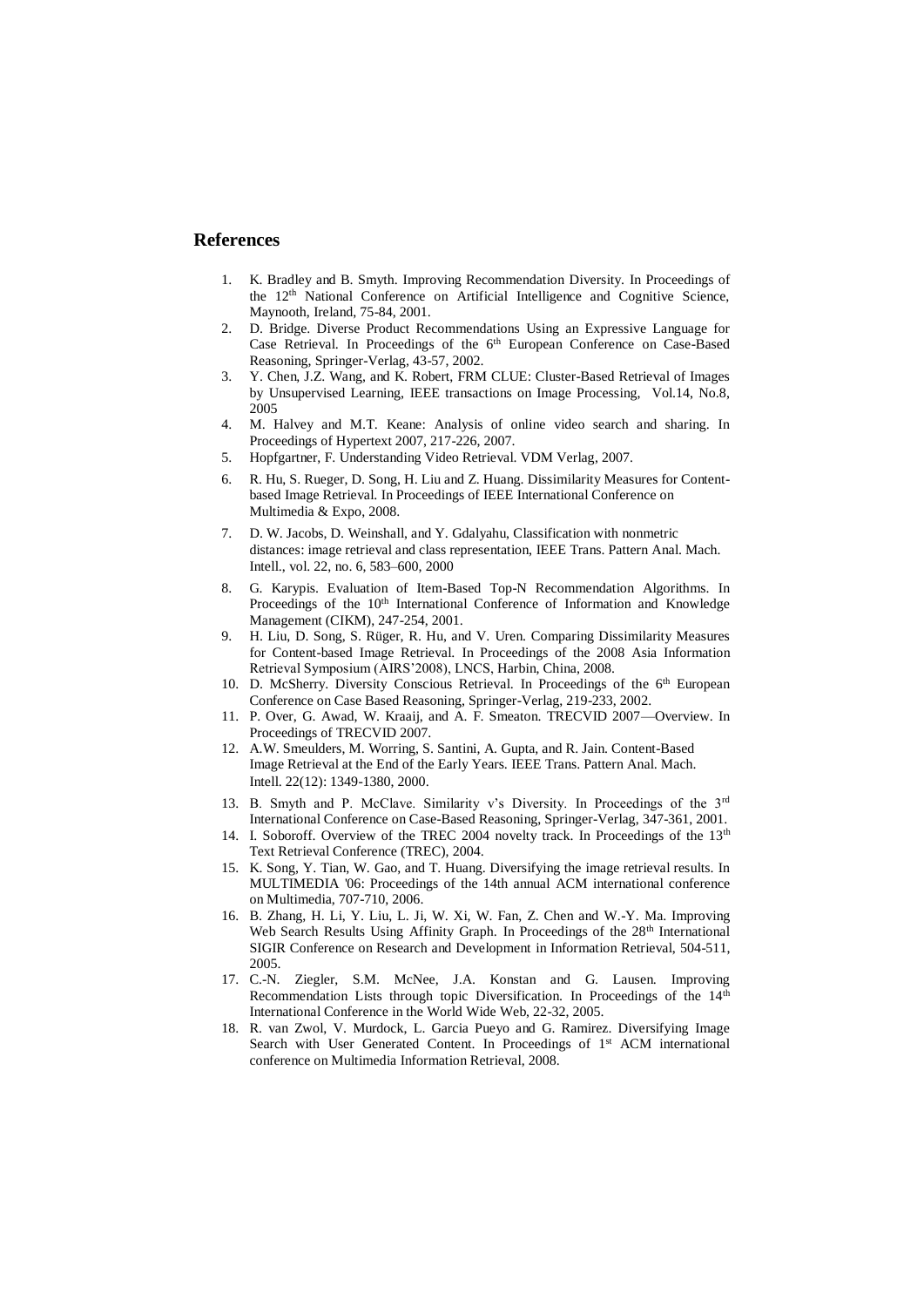## References

1. K. Bradley and B. Smyth. Improving Recommendation Diversity. In Proceedings of the 12th National Conference on Artificial Intelligence and Cognitive Science, Maynooth, Ireland, 75-84, 2001.
2. D. Bridge. Diverse Product Recommendations Using an Expressive Language for Case Retrieval. In Proceedings of the 6th European Conference on Case-Based Reasoning, Springer-Verlag, 43-57, 2002.
3. Y. Chen, J.Z. Wang, and K. Robert, FRM CLUE: Cluster-Based Retrieval of Images by Unsupervised Learning, IEEE transactions on Image Processing, Vol.14, No.8, 2005
4. M. Halvey and M.T. Keane: Analysis of online video search and sharing. In Proceedings of Hypertext 2007, 217-226, 2007.
5. Hopfgartner, F. Understanding Video Retrieval. VDM Verlag, 2007.
6. R. Hu, S. Rueger, D. Song, H. Liu and Z. Huang. Dissimilarity Measures for Content-based Image Retrieval. In Proceedings of IEEE International Conference on Multimedia & Expo, 2008.
7. D. W. Jacobs, D. Weinshall, and Y. Gdalyahu, Classification with nonmetric distances: image retrieval and class representation, IEEE Trans. Pattern Anal. Mach. Intell., vol. 22, no. 6, 583–600, 2000
8. G. Karypis. Evaluation of Item-Based Top-N Recommendation Algorithms. In Proceedings of the 10th International Conference of Information and Knowledge Management (CIKM), 247-254, 2001.
9. H. Liu, D. Song, S. Rüger, R. Hu, and V. Uren. Comparing Dissimilarity Measures for Content-based Image Retrieval. In Proceedings of the 2008 Asia Information Retrieval Symposium (AIRS'2008), LNCS, Harbin, China, 2008.
10. D. McSherry. Diversity Conscious Retrieval. In Proceedings of the 6th European Conference on Case Based Reasoning, Springer-Verlag, 219-233, 2002.
11. P. Over, G. Awad, W. Kraaij, and A. F. Smeaton. TRECVID 2007—Overview. In Proceedings of TRECVID 2007.
12. A.W. Smeulders, M. Worring, S. Santini, A. Gupta, and R. Jain. Content-Based Image Retrieval at the End of the Early Years. IEEE Trans. Pattern Anal. Mach. Intell. 22(12): 1349-1380, 2000.
13. B. Smyth and P. McClave. Similarity v's Diversity. In Proceedings of the 3rd International Conference on Case-Based Reasoning, Springer-Verlag, 347-361, 2001.
14. I. Soboroff. Overview of the TREC 2004 novelty track. In Proceedings of the 13th Text Retrieval Conference (TREC), 2004.
15. K. Song, Y. Tian, W. Gao, and T. Huang. Diversifying the image retrieval results. In MULTIMEDIA '06: Proceedings of the 14th annual ACM international conference on Multimedia, 707-710, 2006.
16. B. Zhang, H. Li, Y. Liu, L. Ji, W. Xi, W. Fan, Z. Chen and W.-Y. Ma. Improving Web Search Results Using Affinity Graph. In Proceedings of the 28th International SIGIR Conference on Research and Development in Information Retrieval, 504-511, 2005.
17. C.-N. Ziegler, S.M. McNee, J.A. Konstan and G. Lausen. Improving Recommendation Lists through topic Diversification. In Proceedings of the 14th International Conference in the World Wide Web, 22-32, 2005.
18. R. van Zwol, V. Murdock, L. Garcia Pueyo and G. Ramirez. Diversifying Image Search with User Generated Content. In Proceedings of 1st ACM international conference on Multimedia Information Retrieval, 2008.